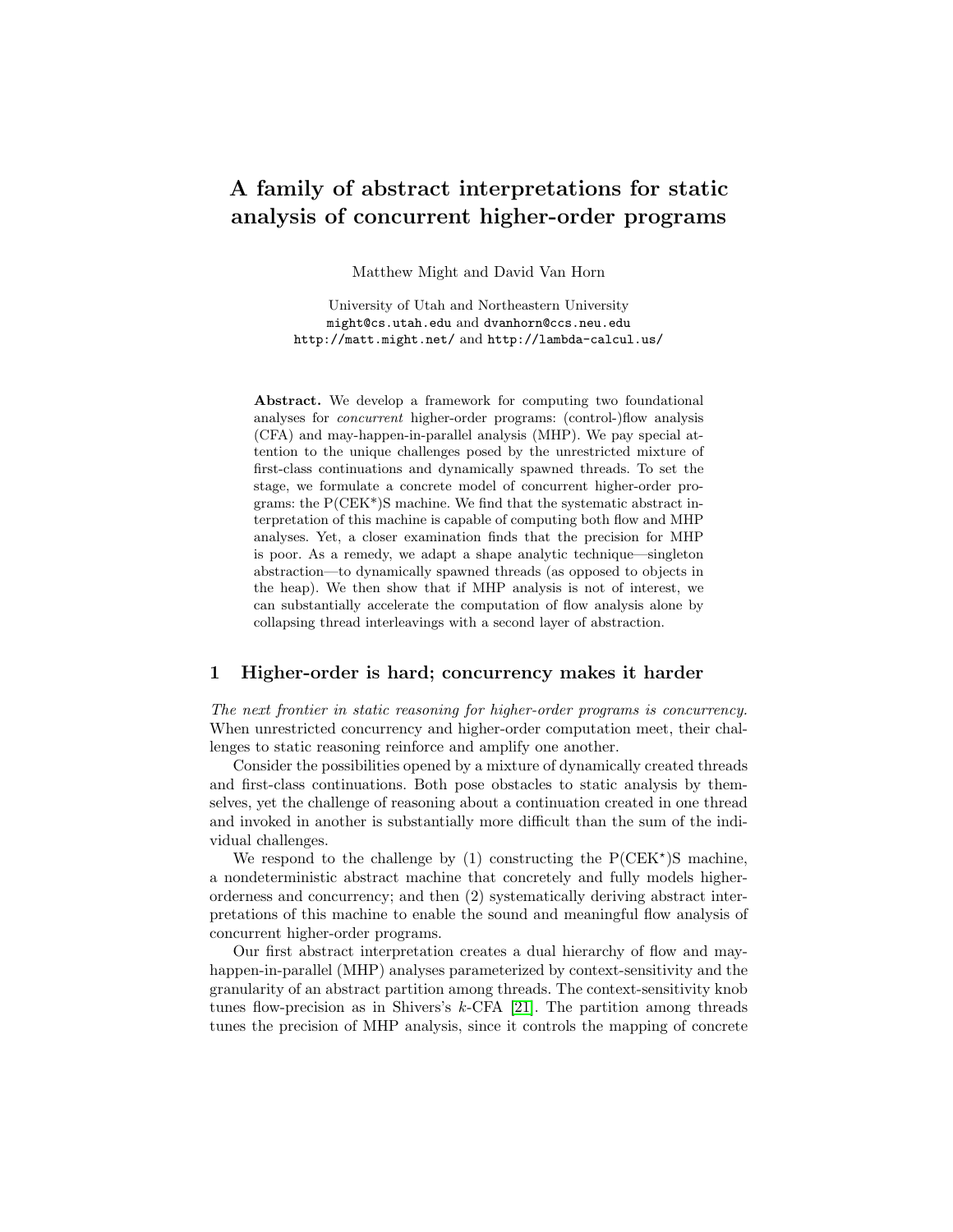# A family of abstract interpretations for static analysis of concurrent higher-order programs

Matthew Might and David Van Horn

University of Utah and Northeastern University
might@cs.utah.edu and dvanhorn@ccs.neu.edu
http://matt.might.net/ and http://lambda-calcul.us/

**Abstract.** We develop a framework for computing two foundational analyses for *concurrent* higher-order programs: (control-)flow analysis (CFA) and may-happen-in-parallel analysis (MHP). We pay special attention to the unique challenges posed by the unrestricted mixture of first-class continuations and dynamically spawned threads. To set the stage, we formulate a concrete model of concurrent higher-order programs: the P(CEK*)S machine. We find that the systematic abstract interpretation of this machine is capable of computing both flow and MHP analyses. Yet, a closer examination finds that the precision for MHP is poor. As a remedy, we adapt a shape analytic technique—singleton abstraction—to dynamically spawned threads (as opposed to objects in the heap). We then show that if MHP analysis is not of interest, we can substantially accelerate the computation of flow analysis alone by collapsing thread interleavings with a second layer of abstraction.

## 1 Higher-order is hard; concurrency makes it harder

*The next frontier in static reasoning for higher-order programs is concurrency.* When unrestricted concurrency and higher-order computation meet, their challenges to static reasoning reinforce and amplify one another.

Consider the possibilities opened by a mixture of dynamically created threads and first-class continuations. Both pose obstacles to static analysis by themselves, yet the challenge of reasoning about a continuation created in one thread and invoked in another is substantially more difficult than the sum of the individual challenges.

We respond to the challenge by (1) constructing the P(CEK*)S machine, a nondeterministic abstract machine that concretely and fully models higher-orderness and concurrency; and then (2) systematically deriving abstract interpretations of this machine to enable the sound and meaningful flow analysis of concurrent higher-order programs.

Our first abstract interpretation creates a dual hierarchy of flow and may-happen-in-parallel (MHP) analyses parameterized by context-sensitivity and the granularity of an abstract partition among threads. The context-sensitivity knob tunes flow-precision as in Shivers's $k$-CFA [21]. The partition among threads tunes the precision of MHP analysis, since it controls the mapping of concrete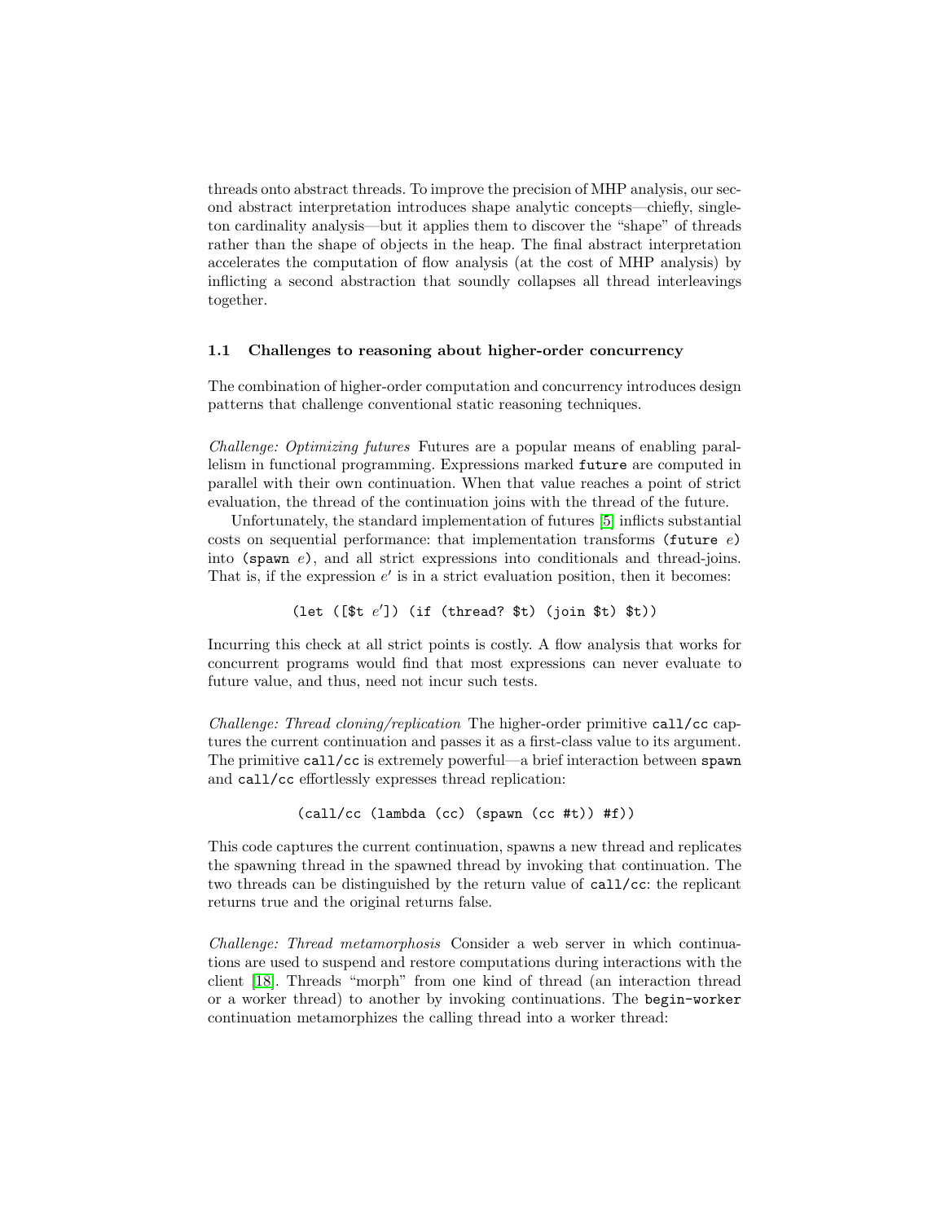threads onto abstract threads. To improve the precision of MHP analysis, our second abstract interpretation introduces shape analytic concepts—chiefly, singleton cardinality analysis—but it applies them to discover the "shape" of threads rather than the shape of objects in the heap. The final abstract interpretation accelerates the computation of flow analysis (at the cost of MHP analysis) by inflicting a second abstraction that soundly collapses all thread interleavings together.

### 1.1 Challenges to reasoning about higher-order concurrency

The combination of higher-order computation and concurrency introduces design patterns that challenge conventional static reasoning techniques.

*Challenge: Optimizing futures* Futures are a popular means of enabling parallelism in functional programming. Expressions marked `future` are computed in parallel with their own continuation. When that value reaches a point of strict evaluation, the thread of the continuation joins with the thread of the future.

Unfortunately, the standard implementation of futures [5] inflicts substantial costs on sequential performance: that implementation transforms (`future` $e$) into (`spawn` $e$), and all strict expressions into conditionals and thread-joins. That is, if the expression $e'$ is in a strict evaluation position, then it becomes:

```
(let ([$t e′]) (if (thread? $t) (join $t) $t))
```

Incurring this check at all strict points is costly. A flow analysis that works for concurrent programs would find that most expressions can never evaluate to future value, and thus, need not incur such tests.

*Challenge: Thread cloning/replication* The higher-order primitive `call/cc` captures the current continuation and passes it as a first-class value to its argument. The primitive `call/cc` is extremely powerful—a brief interaction between `spawn` and `call/cc` effortlessly expresses thread replication:

```
(call/cc (lambda (cc) (spawn (cc #t)) #f))
```

This code captures the current continuation, spawns a new thread and replicates the spawning thread in the spawned thread by invoking that continuation. The two threads can be distinguished by the return value of `call/cc`: the replicant returns true and the original returns false.

*Challenge: Thread metamorphosis* Consider a web server in which continuations are used to suspend and restore computations during interactions with the client [18]. Threads "morph" from one kind of thread (an interaction thread or a worker thread) to another by invoking continuations. The `begin-worker` continuation metamorphizes the calling thread into a worker thread: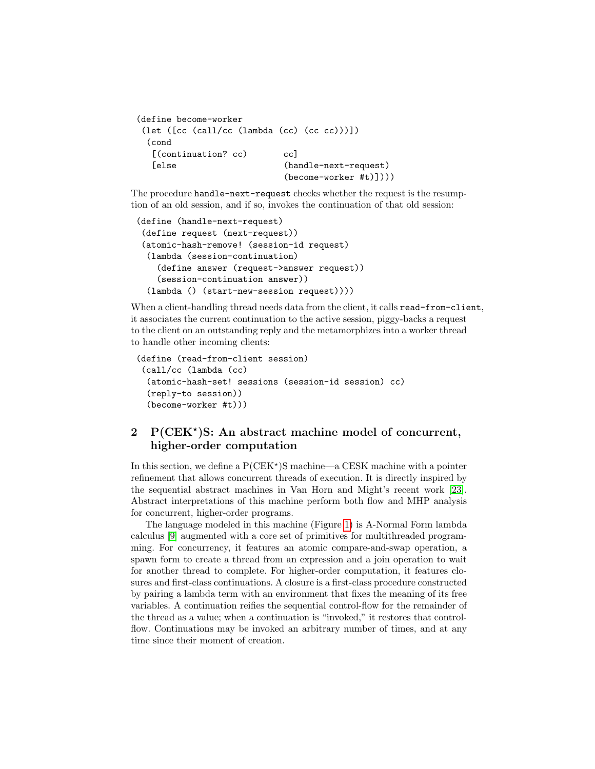```
(define become-worker
 (let ([cc (call/cc (lambda (cc) (cc cc)))])
  (cond
   [(continuation? cc)       cc]
   [else                     (handle-next-request)
                             (become-worker #t)])))
```

The procedure `handle-next-request` checks whether the request is the resumption of an old session, and if so, invokes the continuation of that old session:

```
(define (handle-next-request)
 (define request (next-request))
 (atomic-hash-remove! (session-id request)
  (lambda (session-continuation)
    (define answer (request->answer request))
    (session-continuation answer))
  (lambda () (start-new-session request))))
```

When a client-handling thread needs data from the client, it calls `read-from-client`, it associates the current continuation to the active session, piggy-backs a request to the client on an outstanding reply and the metamorphizes into a worker thread to handle other incoming clients:

```
(define (read-from-client session)
 (call/cc (lambda (cc)
  (atomic-hash-set! sessions (session-id session) cc)
  (reply-to session))
  (become-worker #t)))
```

## 2 P(CEK$^\star$)S: An abstract machine model of concurrent, higher-order computation

In this section, we define a P(CEK$^\star$)S machine—a CESK machine with a pointer refinement that allows concurrent threads of execution. It is directly inspired by the sequential abstract machines in Van Horn and Might's recent work [23]. Abstract interpretations of this machine perform both flow and MHP analysis for concurrent, higher-order programs.

The language modeled in this machine (Figure 1) is A-Normal Form lambda calculus [9] augmented with a core set of primitives for multithreaded programming. For concurrency, it features an atomic compare-and-swap operation, a spawn form to create a thread from an expression and a join operation to wait for another thread to complete. For higher-order computation, it features closures and first-class continuations. A closure is a first-class procedure constructed by pairing a lambda term with an environment that fixes the meaning of its free variables. A continuation reifies the sequential control-flow for the remainder of the thread as a value; when a continuation is "invoked," it restores that control-flow. Continuations may be invoked an arbitrary number of times, and at any time since their moment of creation.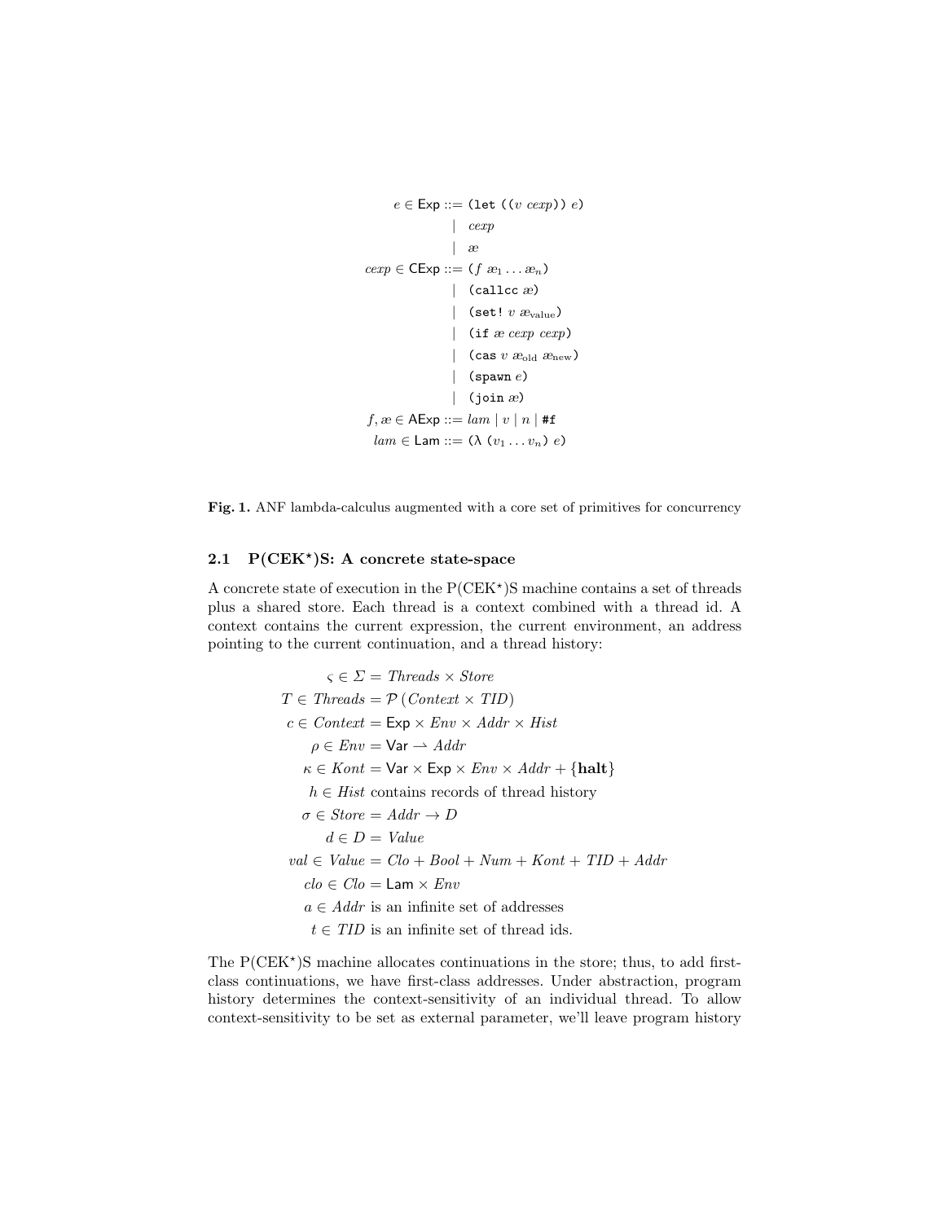$$
\begin{aligned}
e \in \mathsf{Exp} ::= &\ \texttt{(let ((}v\ \mathit{cexp}\texttt{))}\ e\texttt{)} \\
|\ &\ \mathit{cexp} \\
|\ &\ æ \\
\mathit{cexp} \in \mathsf{CExp} ::= &\ \texttt{(}f\ æ_1 \ldots æ_n\texttt{)} \\
|\ &\ \texttt{(callcc}\ æ\texttt{)} \\
|\ &\ \texttt{(set!}\ v\ æ_{\text{value}}\texttt{)} \\
|\ &\ \texttt{(if}\ æ\ \mathit{cexp}\ \mathit{cexp}\texttt{)} \\
|\ &\ \texttt{(cas}\ v\ æ_{\text{old}}\ æ_{\text{new}}\texttt{)} \\
|\ &\ \texttt{(spawn}\ e\texttt{)} \\
|\ &\ \texttt{(join}\ æ\texttt{)} \\
f, æ \in \mathsf{AExp} ::= &\ \mathit{lam} \mid v \mid n \mid \texttt{\#f} \\
\mathit{lam} \in \mathsf{Lam} ::= &\ \texttt{(}\lambda\ \texttt{(}v_1 \ldots v_n\texttt{)}\ e\texttt{)}
\end{aligned}
$$

**Fig. 1.** ANF lambda-calculus augmented with a core set of primitives for concurrency

### 2.1 P(CEK$^\star$)S: A concrete state-space

A concrete state of execution in the P(CEK$^\star$)S machine contains a set of threads plus a shared store. Each thread is a context combined with a thread id. A context contains the current expression, the current environment, an address pointing to the current continuation, and a thread history:

$$
\begin{aligned}
\varsigma \in \Sigma &= \mathit{Threads} \times \mathit{Store} \\
T \in \mathit{Threads} &= \mathcal{P}\left(\mathit{Context} \times \mathit{TID}\right) \\
c \in \mathit{Context} &= \mathsf{Exp} \times \mathit{Env} \times \mathit{Addr} \times \mathit{Hist} \\
\rho \in \mathit{Env} &= \mathsf{Var} \rightharpoonup \mathit{Addr} \\
\kappa \in \mathit{Kont} &= \mathsf{Var} \times \mathsf{Exp} \times \mathit{Env} \times \mathit{Addr} + \{\mathbf{halt}\} \\
h \in \mathit{Hist} &\text{ contains records of thread history} \\
\sigma \in \mathit{Store} &= \mathit{Addr} \to D \\
d \in D &= \mathit{Value} \\
\mathit{val} \in \mathit{Value} &= \mathit{Clo} + \mathit{Bool} + \mathit{Num} + \mathit{Kont} + \mathit{TID} + \mathit{Addr} \\
\mathit{clo} \in \mathit{Clo} &= \mathsf{Lam} \times \mathit{Env} \\
a \in \mathit{Addr} &\text{ is an infinite set of addresses} \\
t \in \mathit{TID} &\text{ is an infinite set of thread ids.}
\end{aligned}
$$

The P(CEK$^\star$)S machine allocates continuations in the store; thus, to add first-class continuations, we have first-class addresses. Under abstraction, program history determines the context-sensitivity of an individual thread. To allow context-sensitivity to be set as external parameter, we'll leave program history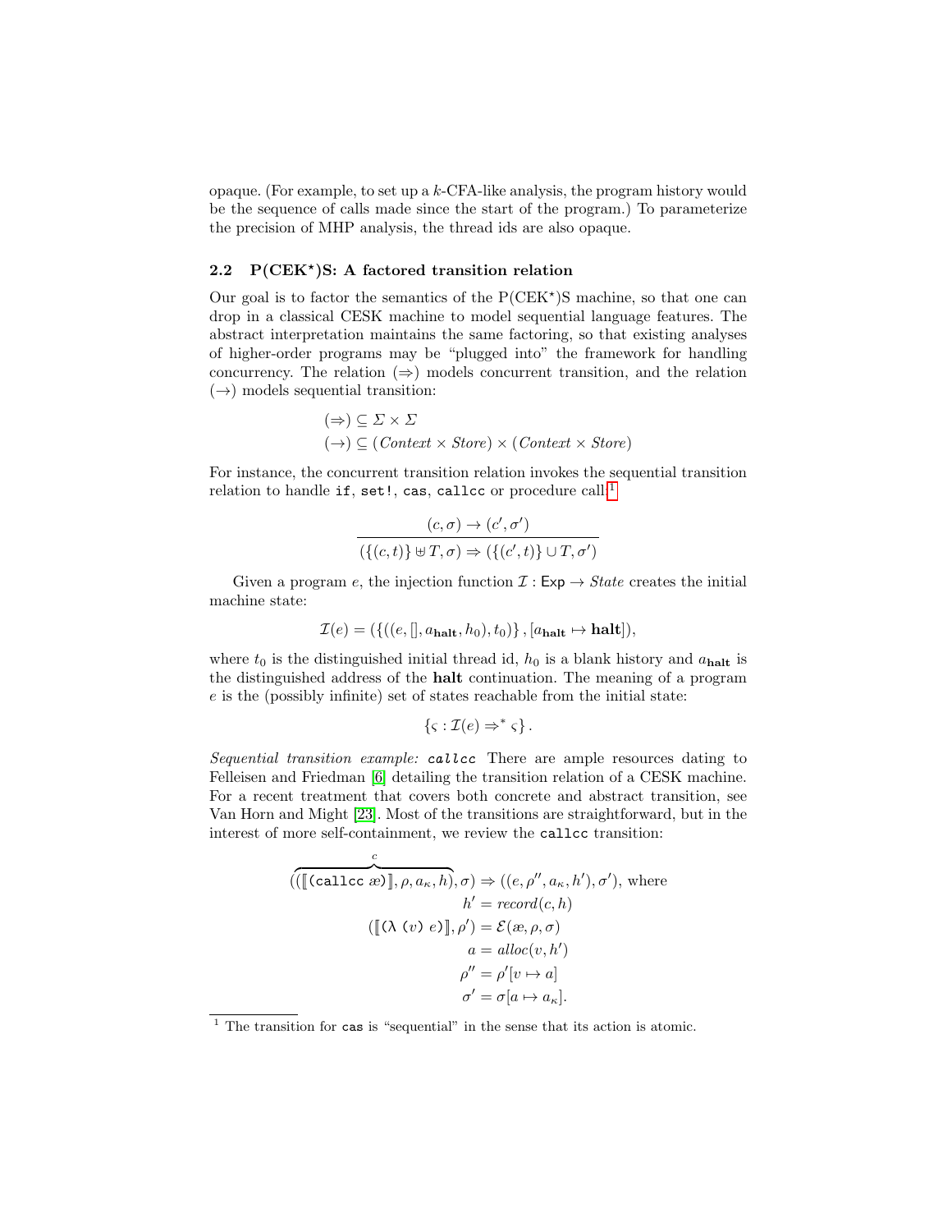opaque. (For example, to set up a $k$-CFA-like analysis, the program history would be the sequence of calls made since the start of the program.) To parameterize the precision of MHP analysis, the thread ids are also opaque.

### 2.2 P(CEK$^\star$)S: A factored transition relation

Our goal is to factor the semantics of the P(CEK$^\star$)S machine, so that one can drop in a classical CESK machine to model sequential language features. The abstract interpretation maintains the same factoring, so that existing analyses of higher-order programs may be "plugged into" the framework for handling concurrency. The relation $(\Rightarrow)$ models concurrent transition, and the relation $(\rightarrow)$ models sequential transition:

$$(\Rightarrow) \subseteq \Sigma \times \Sigma$$
$$(\rightarrow) \subseteq (\mathit{Context} \times \mathit{Store}) \times (\mathit{Context} \times \mathit{Store})$$

For instance, the concurrent transition relation invokes the sequential transition relation to handle `if`, `set!`, `cas`, `callcc` or procedure call:[1]

$$\frac{(c, \sigma) \rightarrow (c', \sigma')}{(\{(c,t)\} \uplus T, \sigma) \Rightarrow (\{(c',t)\} \cup T, \sigma')}$$

Given a program $e$, the injection function $\mathcal{I} : \mathsf{Exp} \rightarrow \mathit{State}$ creates the initial machine state:

$$\mathcal{I}(e) = (\{((e, [], a_{\mathbf{halt}}, h_0), t_0)\}, [a_{\mathbf{halt}} \mapsto \mathbf{halt}]),$$

where $t_0$ is the distinguished initial thread id, $h_0$ is a blank history and $a_{\mathbf{halt}}$ is the distinguished address of the **halt** continuation. The meaning of a program $e$ is the (possibly infinite) set of states reachable from the initial state:

$$\{\varsigma : \mathcal{I}(e) \Rightarrow^* \varsigma\}.$$

*Sequential transition example:* `callcc` There are ample resources dating to Felleisen and Friedman [6] detailing the transition relation of a CESK machine. For a recent treatment that covers both concrete and abstract transition, see Van Horn and Might [23]. Most of the transitions are straightforward, but in the interest of more self-containment, we review the `callcc` transition:

$$(\overbrace{([\![\texttt{(callcc } æ\texttt{)}]\!], \rho, a_\kappa, h)}^{c}, \sigma) \Rightarrow ((e, \rho'', a_\kappa, h'), \sigma'), \text{ where}$$
$$h' = \mathit{record}(c, h)$$
$$([\![\texttt{(}\lambda\texttt{ (}v\texttt{) }e\texttt{)}]\!], \rho') = \mathcal{E}(æ, \rho, \sigma)$$
$$a = \mathit{alloc}(v, h')$$
$$\rho'' = \rho'[v \mapsto a]$$
$$\sigma' = \sigma[a \mapsto a_\kappa].$$

[1] The transition for `cas` is "sequential" in the sense that its action is atomic.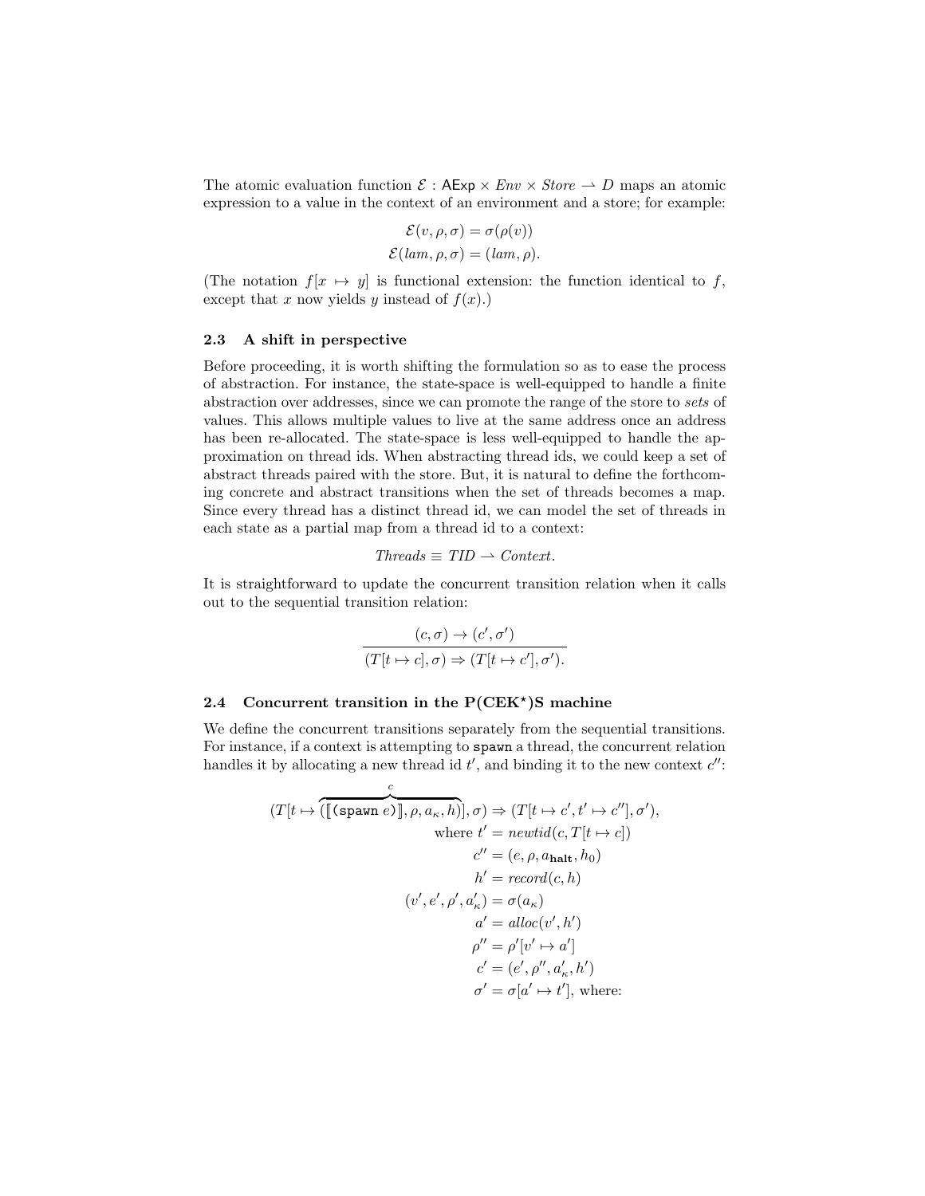The atomic evaluation function $\mathcal{E} : \mathsf{AExp} \times \mathit{Env} \times \mathit{Store} \rightharpoonup D$ maps an atomic expression to a value in the context of an environment and a store; for example:

$$\mathcal{E}(v, \rho, \sigma) = \sigma(\rho(v))$$
$$\mathcal{E}(\mathit{lam}, \rho, \sigma) = (\mathit{lam}, \rho).$$

(The notation $f[x \mapsto y]$ is functional extension: the function identical to $f$, except that $x$ now yields $y$ instead of $f(x)$.)

### 2.3 A shift in perspective

Before proceeding, it is worth shifting the formulation so as to ease the process of abstraction. For instance, the state-space is well-equipped to handle a finite abstraction over addresses, since we can promote the range of the store to *sets* of values. This allows multiple values to live at the same address once an address has been re-allocated. The state-space is less well-equipped to handle the approximation on thread ids. When abstracting thread ids, we could keep a set of abstract threads paired with the store. But, it is natural to define the forthcoming concrete and abstract transitions when the set of threads becomes a map. Since every thread has a distinct thread id, we can model the set of threads in each state as a partial map from a thread id to a context:

$$\mathit{Threads} \equiv \mathit{TID} \rightharpoonup \mathit{Context}.$$

It is straightforward to update the concurrent transition relation when it calls out to the sequential transition relation:

$$\frac{(c, \sigma) \to (c', \sigma')}{(T[t \mapsto c], \sigma) \Rightarrow (T[t \mapsto c'], \sigma').}$$

### 2.4 Concurrent transition in the P(CEK$^\star$)S machine

We define the concurrent transitions separately from the sequential transitions. For instance, if a context is attempting to `spawn` a thread, the concurrent relation handles it by allocating a new thread id $t'$, and binding it to the new context $c''$:

$$
\begin{aligned}
(T[t \mapsto \overbrace{([\![\texttt{(spawn } e\texttt{)}]\!], \rho, a_\kappa, h)}^{c}], \sigma) &\Rightarrow (T[t \mapsto c', t' \mapsto c''], \sigma'), \\
\text{where } t' &= \mathit{newtid}(c, T[t \mapsto c]) \\
c'' &= (e, \rho, a_{\mathbf{halt}}, h_0) \\
h' &= \mathit{record}(c, h) \\
(v', e', \rho', a'_\kappa) &= \sigma(a_\kappa) \\
a' &= \mathit{alloc}(v', h') \\
\rho'' &= \rho'[v' \mapsto a'] \\
c' &= (e', \rho'', a'_\kappa, h') \\
\sigma' &= \sigma[a' \mapsto t'], \text{ where:}
\end{aligned}
$$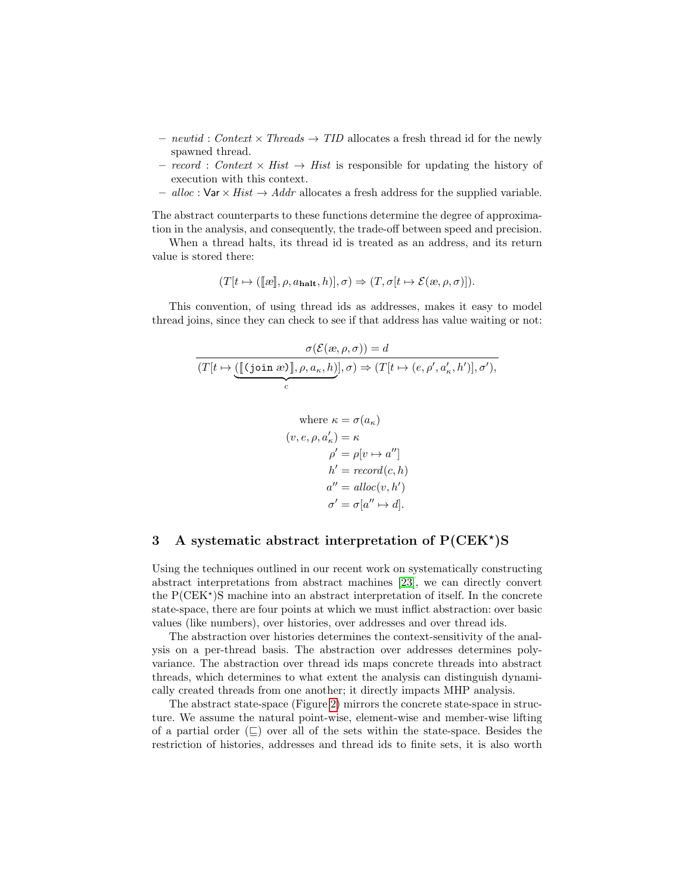- *newtid* : *Context* × *Threads* → *TID* allocates a fresh thread id for the newly spawned thread.
- *record* : *Context* × *Hist* → *Hist* is responsible for updating the history of execution with this context.
- *alloc* : Var × *Hist* → *Addr* allocates a fresh address for the supplied variable.

The abstract counterparts to these functions determine the degree of approximation in the analysis, and consequently, the trade-off between speed and precision.

When a thread halts, its thread id is treated as an address, and its return value is stored there:

$$(T[t \mapsto ([\![æ]\!], \rho, a_{\mathbf{halt}}, h)], \sigma) \Rightarrow (T, \sigma[t \mapsto \mathcal{E}(æ, \rho, \sigma)]).$$

This convention, of using thread ids as addresses, makes it easy to model thread joins, since they can check to see if that address has value waiting or not:

$$\frac{\sigma(\mathcal{E}(æ, \rho, \sigma)) = d}{(T[t \mapsto \underbrace{([\![\texttt{(join } æ\texttt{)}]\!], \rho, a_\kappa, h)}_{c}], \sigma) \Rightarrow (T[t \mapsto (e, \rho', a'_\kappa, h')], \sigma'),}$$

$$\begin{aligned}
\text{where } \kappa &= \sigma(a_\kappa) \\
(v, e, \rho, a'_\kappa) &= \kappa \\
\rho' &= \rho[v \mapsto a''] \\
h' &= \mathit{record}(c, h) \\
a'' &= \mathit{alloc}(v, h') \\
\sigma' &= \sigma[a'' \mapsto d].
\end{aligned}$$

## 3 A systematic abstract interpretation of P(CEK⋆)S

Using the techniques outlined in our recent work on systematically constructing abstract interpretations from abstract machines [23], we can directly convert the P(CEK⋆)S machine into an abstract interpretation of itself. In the concrete state-space, there are four points at which we must inflict abstraction: over basic values (like numbers), over histories, over addresses and over thread ids.

The abstraction over histories determines the context-sensitivity of the analysis on a per-thread basis. The abstraction over addresses determines polyvariance. The abstraction over thread ids maps concrete threads into abstract threads, which determines to what extent the analysis can distinguish dynamically created threads from one another; it directly impacts MHP analysis.

The abstract state-space (Figure 2) mirrors the concrete state-space in structure. We assume the natural point-wise, element-wise and member-wise lifting of a partial order ($\sqsubseteq$) over all of the sets within the state-space. Besides the restriction of histories, addresses and thread ids to finite sets, it is also worth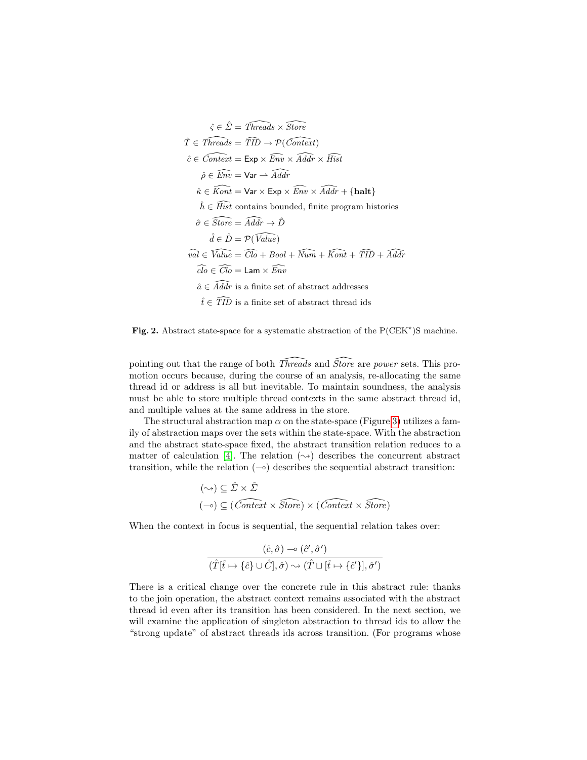$$
\begin{aligned}
\hat{\varsigma} \in \hat{\Sigma} &= \widehat{Threads} \times \widehat{Store} \\
\hat{T} \in \widehat{Threads} &= \widehat{TID} \to \mathcal{P}(\widehat{Context}) \\
\hat{c} \in \widehat{Context} &= \mathsf{Exp} \times \widehat{Env} \times \widehat{Addr} \times \widehat{Hist} \\
\hat{\rho} \in \widehat{Env} &= \mathsf{Var} \rightharpoonup \widehat{Addr} \\
\hat{\kappa} \in \widehat{Kont} &= \mathsf{Var} \times \mathsf{Exp} \times \widehat{Env} \times \widehat{Addr} + \{\mathbf{halt}\} \\
\hat{h} \in \widehat{Hist} & \text{ contains bounded, finite program histories} \\
\hat{\sigma} \in \widehat{Store} &= \widehat{Addr} \to \hat{D} \\
\hat{d} \in \hat{D} &= \mathcal{P}(\widehat{Value}) \\
\widehat{val} \in \widehat{Value} &= \widehat{Clo} + Bool + \widehat{Num} + \widehat{Kont} + \widehat{TID} + \widehat{Addr} \\
\widehat{clo} \in \widehat{Clo} &= \mathsf{Lam} \times \widehat{Env} \\
\hat{a} \in \widehat{Addr} & \text{ is a finite set of abstract addresses} \\
\hat{t} \in \widehat{TID} & \text{ is a finite set of abstract thread ids}
\end{aligned}
$$

**Fig. 2.** Abstract state-space for a systematic abstraction of the P(CEK$^\star$)S machine.

pointing out that the range of both $\widehat{Threads}$ and $\widehat{Store}$ are *power* sets. This promotion occurs because, during the course of an analysis, re-allocating the same thread id or address is all but inevitable. To maintain soundness, the analysis must be able to store multiple thread contexts in the same abstract thread id, and multiple values at the same address in the store.

The structural abstraction map $\alpha$ on the state-space (Figure 3) utilizes a family of abstraction maps over the sets within the state-space. With the abstraction and the abstract state-space fixed, the abstract transition relation reduces to a matter of calculation [4]. The relation $(\leadsto)$ describes the concurrent abstract transition, while the relation $(\multimap)$ describes the sequential abstract transition:

$$
\begin{aligned}
(\leadsto) &\subseteq \hat{\Sigma} \times \hat{\Sigma} \\
(\multimap) &\subseteq (\widehat{Context} \times \widehat{Store}) \times (\widehat{Context} \times \widehat{Store})
\end{aligned}
$$

When the context in focus is sequential, the sequential relation takes over:

$$
\frac{(\hat{c}, \hat{\sigma}) \multimap (\hat{c}', \hat{\sigma}')}{(\hat{T}[\hat{t} \mapsto \{\hat{c}\} \cup \hat{C}], \hat{\sigma}) \leadsto (\hat{T} \sqcup [\hat{t} \mapsto \{\hat{c}'\}], \hat{\sigma}')}
$$

There is a critical change over the concrete rule in this abstract rule: thanks to the join operation, the abstract context remains associated with the abstract thread id even after its transition has been considered. In the next section, we will examine the application of singleton abstraction to thread ids to allow the "strong update" of abstract threads ids across transition. (For programs whose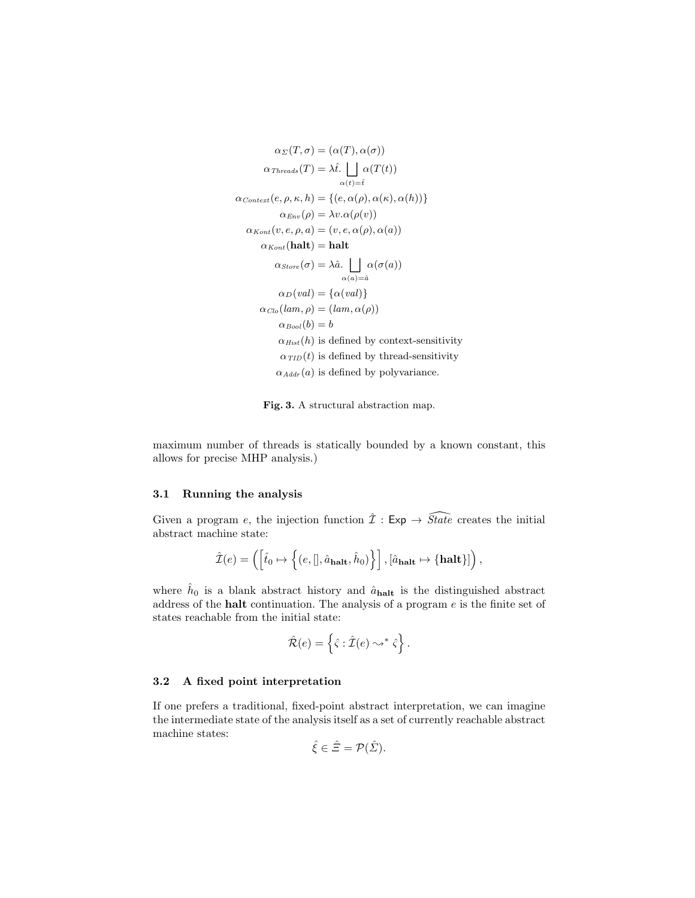$$
\begin{aligned}
\alpha_{\Sigma}(T, \sigma) &= (\alpha(T), \alpha(\sigma)) \\
\alpha_{Threads}(T) &= \lambda \hat{t}. \bigsqcup_{\alpha(t)=\hat{t}} \alpha(T(t)) \\
\alpha_{Context}(e, \rho, \kappa, h) &= \{(e, \alpha(\rho), \alpha(\kappa), \alpha(h))\} \\
\alpha_{Env}(\rho) &= \lambda v. \alpha(\rho(v)) \\
\alpha_{Kont}(v, e, \rho, a) &= (v, e, \alpha(\rho), \alpha(a)) \\
\alpha_{Kont}(\mathbf{halt}) &= \mathbf{halt} \\
\alpha_{Store}(\sigma) &= \lambda \hat{a}. \bigsqcup_{\alpha(a)=\hat{a}} \alpha(\sigma(a)) \\
\alpha_{D}(val) &= \{\alpha(val)\} \\
\alpha_{Clo}(lam, \rho) &= (lam, \alpha(\rho)) \\
\alpha_{Bool}(b) &= b \\
\alpha_{Hist}(h) &\text{ is defined by context-sensitivity} \\
\alpha_{TID}(t) &\text{ is defined by thread-sensitivity} \\
\alpha_{Addr}(a) &\text{ is defined by polyvariance.}
\end{aligned}
$$

**Fig. 3.** A structural abstraction map.

maximum number of threads is statically bounded by a known constant, this allows for precise MHP analysis.)

### 3.1 Running the analysis

Given a program $e$, the injection function $\hat{\mathcal{I}} : \mathsf{Exp} \to \widehat{State}$ creates the initial abstract machine state:

$$
\hat{\mathcal{I}}(e) = \left( \left[ \hat{t}_0 \mapsto \left\{ (e, [], \hat{a}_{\mathbf{halt}}, \hat{h}_0) \right\} \right], [\hat{a}_{\mathbf{halt}} \mapsto \{\mathbf{halt}\}] \right),
$$

where $\hat{h}_0$ is a blank abstract history and $\hat{a}_{\mathbf{halt}}$ is the distinguished abstract address of the **halt** continuation. The analysis of a program $e$ is the finite set of states reachable from the initial state:

$$
\hat{\mathcal{R}}(e) = \left\{ \hat{\varsigma} : \hat{\mathcal{I}}(e) \leadsto^{*} \hat{\varsigma} \right\}.
$$

### 3.2 A fixed point interpretation

If one prefers a traditional, fixed-point abstract interpretation, we can imagine the intermediate state of the analysis itself as a set of currently reachable abstract machine states:

$$
\hat{\xi} \in \hat{\Xi} = \mathcal{P}(\hat{\Sigma}).
$$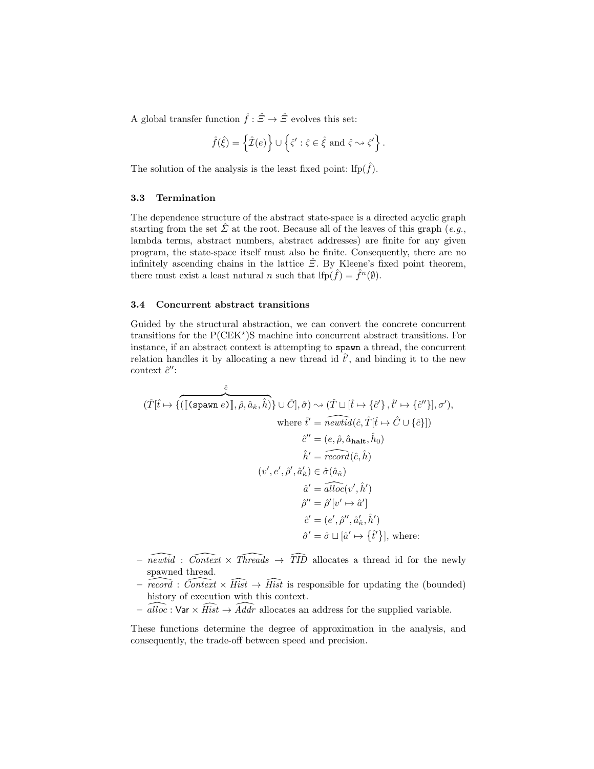A global transfer function $\hat{f} : \hat{\Xi} \to \hat{\Xi}$ evolves this set:

$$\hat{f}(\hat{\xi}) = \left\{\hat{\mathcal{I}}(e)\right\} \cup \left\{\hat{\varsigma}' : \hat{\varsigma} \in \hat{\xi} \text{ and } \hat{\varsigma} \rightsquigarrow \hat{\varsigma}'\right\}.$$

The solution of the analysis is the least fixed point: $\text{lfp}(\hat{f})$.

### 3.3 Termination

The dependence structure of the abstract state-space is a directed acyclic graph starting from the set $\hat{\Sigma}$ at the root. Because all of the leaves of this graph (*e.g.*, lambda terms, abstract numbers, abstract addresses) are finite for any given program, the state-space itself must also be finite. Consequently, there are no infinitely ascending chains in the lattice $\hat{\Xi}$. By Kleene's fixed point theorem, there must exist a least natural $n$ such that $\text{lfp}(\hat{f}) = \hat{f}^n(\emptyset)$.

### 3.4 Concurrent abstract transitions

Guided by the structural abstraction, we can convert the concrete concurrent transitions for the P(CEK$^\star$)S machine into concurrent abstract transitions. For instance, if an abstract context is attempting to spawn a thread, the concurrent relation handles it by allocating a new thread id $\hat{t}'$, and binding it to the new context $\hat{c}''$:

$$
\begin{aligned}
(\hat{T}[\hat{t} \mapsto \{\overbrace{(\llbracket \texttt{(spawn } e\texttt{)} \rrbracket, \hat{\rho}, \hat{a}_{\hat{\kappa}}, \hat{h})}^{\hat{c}}\} \cup \hat{C}], \hat{\sigma}) \rightsquigarrow (\hat{T} \sqcup [\hat{t} \mapsto \{\hat{c}'\}, \hat{t}' \mapsto \{\hat{c}''\}], \sigma'),& \\
\text{where } \hat{t}' &= \widehat{newtid}(\hat{c}, \hat{T}[\hat{t} \mapsto \hat{C} \cup \{\hat{c}\}]) \\
\hat{c}'' &= (e, \hat{\rho}, \hat{a}_{\mathbf{halt}}, \hat{h}_0) \\
\hat{h}' &= \widehat{record}(\hat{c}, \hat{h}) \\
(v', e', \hat{\rho}', \hat{a}'_{\hat{\kappa}}) &\in \hat{\sigma}(\hat{a}_{\hat{\kappa}}) \\
\hat{a}' &= \widehat{alloc}(v', \hat{h}') \\
\hat{\rho}'' &= \hat{\rho}'[v' \mapsto \hat{a}'] \\
\hat{c}' &= (e', \hat{\rho}'', \hat{a}'_{\hat{\kappa}}, \hat{h}') \\
\hat{\sigma}' &= \hat{\sigma} \sqcup [\hat{a}' \mapsto \{\hat{t}'\}], \text{ where:}
\end{aligned}
$$

- $\widehat{newtid} : \widehat{Context} \times \widehat{Threads} \to \widehat{TID}$ allocates a thread id for the newly spawned thread.
- $\widehat{record} : \widehat{Context} \times \widehat{Hist} \to \widehat{Hist}$ is responsible for updating the (bounded) history of execution with this context.
- $\widehat{alloc} : \mathsf{Var} \times \widehat{Hist} \to \widehat{Addr}$ allocates an address for the supplied variable.

These functions determine the degree of approximation in the analysis, and consequently, the trade-off between speed and precision.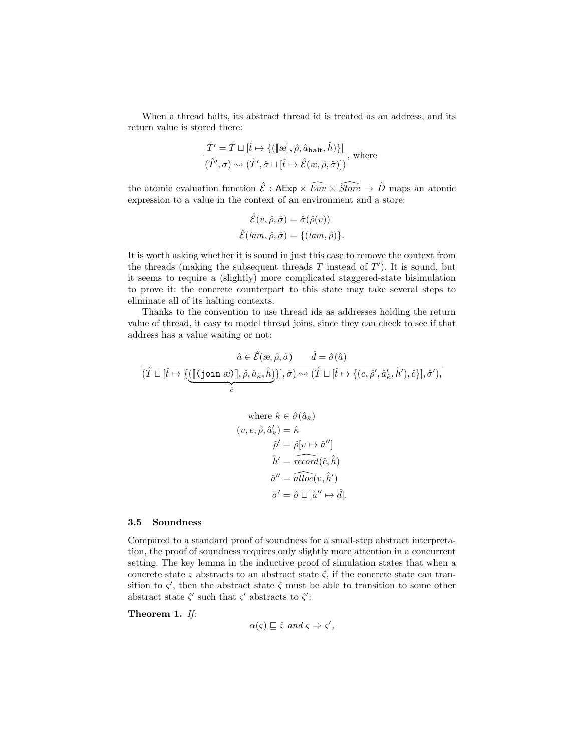When a thread halts, its abstract thread id is treated as an address, and its return value is stored there:

$$\frac{\hat{T}' = \hat{T} \sqcup [\hat{t} \mapsto \{(\llbracket æ \rrbracket, \hat{\rho}, \hat{a}_{\mathbf{halt}}, \hat{h})\}]}{(\hat{T}', \sigma) \rightsquigarrow (\hat{T}', \hat{\sigma} \sqcup [\hat{t} \mapsto \hat{\mathcal{E}}(æ, \hat{\rho}, \hat{\sigma})])}, \text{ where}$$

the atomic evaluation function $\hat{\mathcal{E}} : \mathsf{AExp} \times \widehat{Env} \times \widehat{Store} \to \hat{D}$ maps an atomic expression to a value in the context of an environment and a store:

$$\hat{\mathcal{E}}(v, \hat{\rho}, \hat{\sigma}) = \hat{\sigma}(\hat{\rho}(v))$$
$$\hat{\mathcal{E}}(lam, \hat{\rho}, \hat{\sigma}) = \{(lam, \hat{\rho})\}.$$

It is worth asking whether it is sound in just this case to remove the context from the threads (making the subsequent threads $T$ instead of $T'$). It is sound, but it seems to require a (slightly) more complicated staggered-state bisimulation to prove it: the concrete counterpart to this state may take several steps to eliminate all of its halting contexts.

Thanks to the convention to use thread ids as addresses holding the return value of thread, it easy to model thread joins, since they can check to see if that address has a value waiting or not:

$$\frac{\hat{a} \in \hat{\mathcal{E}}(æ, \hat{\rho}, \hat{\sigma}) \qquad \hat{d} = \hat{\sigma}(\hat{a})}{(\hat{T} \sqcup [\hat{t} \mapsto \{\underbrace{(\llbracket \texttt{(join } æ\texttt{)} \rrbracket, \hat{\rho}, \hat{a}_{\hat{\kappa}}, \hat{h})}_{\hat{c}}\}], \hat{\sigma}) \rightsquigarrow (\hat{T} \sqcup [\hat{t} \mapsto \{(e, \hat{\rho}', \hat{a}'_{\hat{\kappa}}, \hat{h}'), \hat{c}\}], \hat{\sigma}'),}$$

$$\begin{aligned}
\text{where } \hat{\kappa} &\in \hat{\sigma}(\hat{a}_{\hat{\kappa}}) \\
(v, e, \hat{\rho}, \hat{a}'_{\hat{\kappa}}) &= \hat{\kappa} \\
\hat{\rho}' &= \hat{\rho}[v \mapsto \hat{a}''] \\
\hat{h}' &= \widehat{record}(\hat{c}, \hat{h}) \\
\hat{a}'' &= \widehat{alloc}(v, \hat{h}') \\
\hat{\sigma}' &= \hat{\sigma} \sqcup [\hat{a}'' \mapsto \hat{d}].
\end{aligned}$$

### 3.5 Soundness

Compared to a standard proof of soundness for a small-step abstract interpretation, the proof of soundness requires only slightly more attention in a concurrent setting. The key lemma in the inductive proof of simulation states that when a concrete state $\varsigma$ abstracts to an abstract state $\hat{\varsigma}$, if the concrete state can transition to $\varsigma'$, then the abstract state $\hat{\varsigma}$ must be able to transition to some other abstract state $\hat{\varsigma}'$ such that $\varsigma'$ abstracts to $\hat{\varsigma}'$:

**Theorem 1.** *If:*

$$\alpha(\varsigma) \sqsubseteq \hat{\varsigma} \textit{ and } \varsigma \Rightarrow \varsigma',$$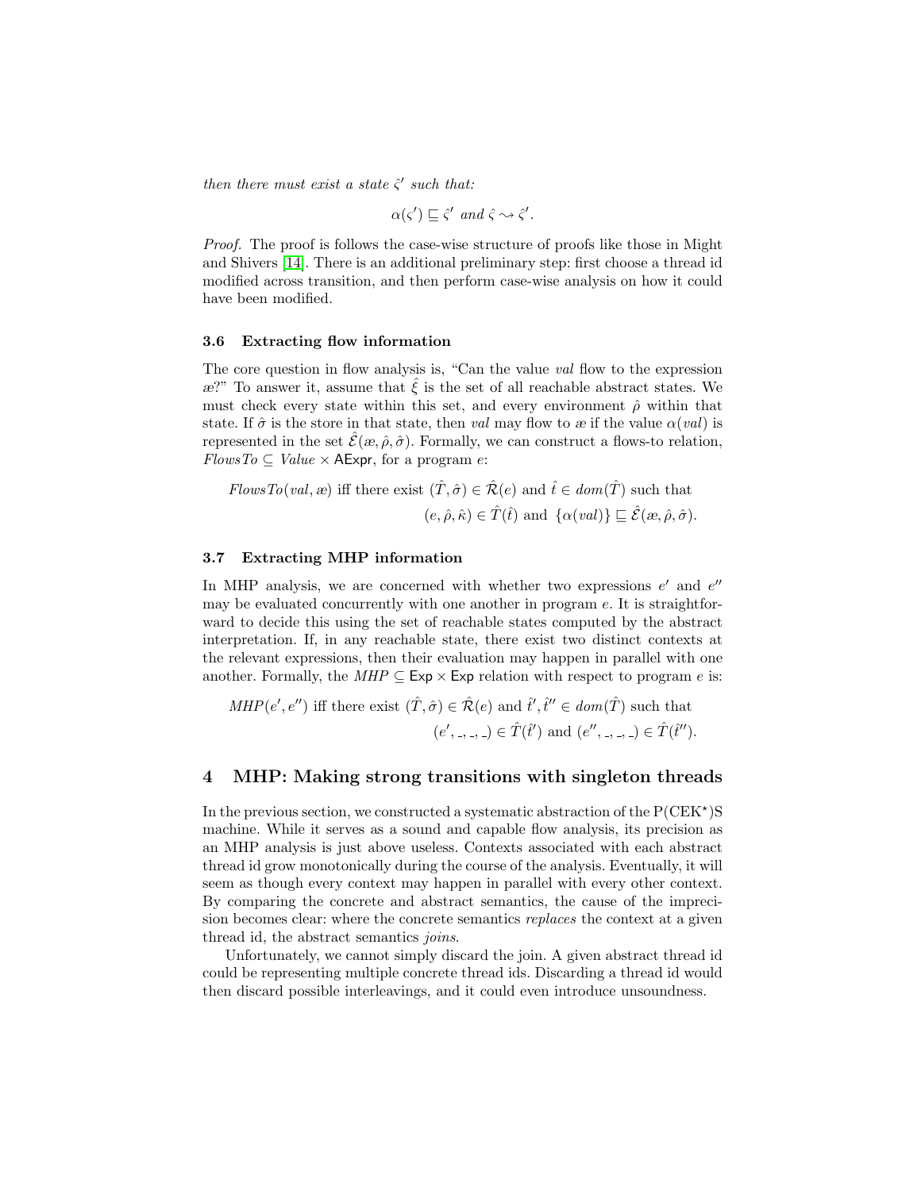*then there must exist a state $\hat{\varsigma}'$ such that:*

$$\alpha(\varsigma') \sqsubseteq \hat{\varsigma}' \text{ and } \hat{\varsigma} \leadsto \hat{\varsigma}'.$$

*Proof.* The proof is follows the case-wise structure of proofs like those in Might and Shivers [14]. There is an additional preliminary step: first choose a thread id modified across transition, and then perform case-wise analysis on how it could have been modified.

### 3.6 Extracting flow information

The core question in flow analysis is, "Can the value *val* flow to the expression $æ$?" To answer it, assume that $\hat{\xi}$ is the set of all reachable abstract states. We must check every state within this set, and every environment $\hat{\rho}$ within that state. If $\hat{\sigma}$ is the store in that state, then *val* may flow to $æ$ if the value $\alpha(val)$ is represented in the set $\hat{\mathcal{E}}(æ, \hat{\rho}, \hat{\sigma})$. Formally, we can construct a flows-to relation, $\mathit{FlowsTo} \subseteq \mathit{Value} \times \mathsf{AExpr}$, for a program $e$:

$$\mathit{FlowsTo}(val, æ) \text{ iff there exist } (\hat{T}, \hat{\sigma}) \in \hat{\mathcal{R}}(e) \text{ and } \hat{t} \in \mathit{dom}(\hat{T}) \text{ such that }$$
$$(e, \hat{\rho}, \hat{\kappa}) \in \hat{T}(\hat{t}) \text{ and } \{\alpha(val)\} \sqsubseteq \hat{\mathcal{E}}(æ, \hat{\rho}, \hat{\sigma}).$$

### 3.7 Extracting MHP information

In MHP analysis, we are concerned with whether two expressions $e'$ and $e''$ may be evaluated concurrently with one another in program $e$. It is straightforward to decide this using the set of reachable states computed by the abstract interpretation. If, in any reachable state, there exist two distinct contexts at the relevant expressions, then their evaluation may happen in parallel with one another. Formally, the $\mathit{MHP} \subseteq \mathsf{Exp} \times \mathsf{Exp}$ relation with respect to program $e$ is:

$$\mathit{MHP}(e', e'') \text{ iff there exist } (\hat{T}, \hat{\sigma}) \in \hat{\mathcal{R}}(e) \text{ and } \hat{t}', \hat{t}'' \in \mathit{dom}(\hat{T}) \text{ such that }$$
$$(e', \_, \_, \_) \in \hat{T}(\hat{t}') \text{ and } (e'', \_, \_, \_) \in \hat{T}(\hat{t}'').$$

## 4 MHP: Making strong transitions with singleton threads

In the previous section, we constructed a systematic abstraction of the P(CEK$^\star$)S machine. While it serves as a sound and capable flow analysis, its precision as an MHP analysis is just above useless. Contexts associated with each abstract thread id grow monotonically during the course of the analysis. Eventually, it will seem as though every context may happen in parallel with every other context. By comparing the concrete and abstract semantics, the cause of the imprecision becomes clear: where the concrete semantics *replaces* the context at a given thread id, the abstract semantics *joins*.

Unfortunately, we cannot simply discard the join. A given abstract thread id could be representing multiple concrete thread ids. Discarding a thread id would then discard possible interleavings, and it could even introduce unsoundness.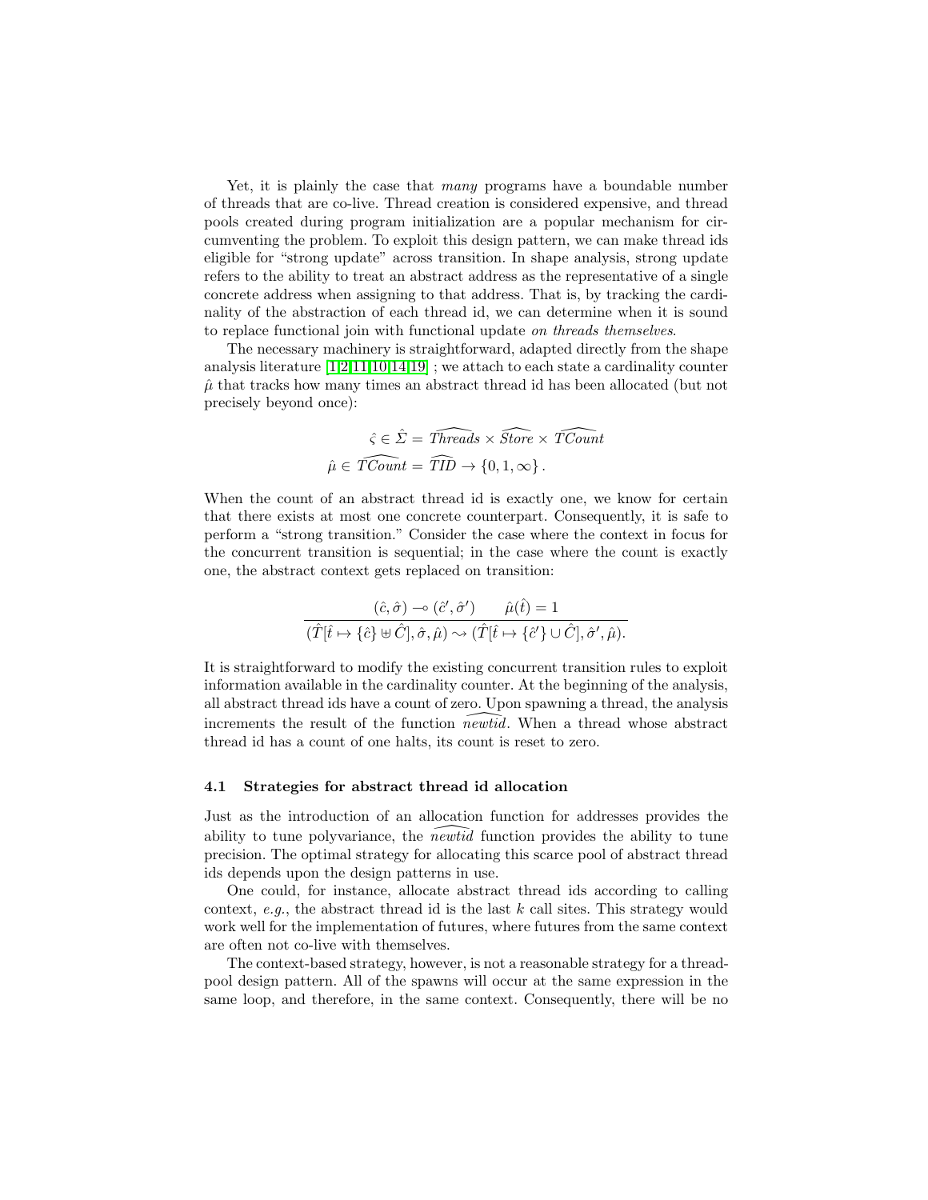Yet, it is plainly the case that *many* programs have a boundable number of threads that are co-live. Thread creation is considered expensive, and thread pools created during program initialization are a popular mechanism for circumventing the problem. To exploit this design pattern, we can make thread ids eligible for "strong update" across transition. In shape analysis, strong update refers to the ability to treat an abstract address as the representative of a single concrete address when assigning to that address. That is, by tracking the cardinality of the abstraction of each thread id, we can determine when it is sound to replace functional join with functional update *on threads themselves*.

The necessary machinery is straightforward, adapted directly from the shape analysis literature [1,2,11,10,14,19] ; we attach to each state a cardinality counter $\hat{\mu}$ that tracks how many times an abstract thread id has been allocated (but not precisely beyond once):

$$\hat{\varsigma} \in \hat{\Sigma} = \widehat{Threads} \times \widehat{Store} \times \widehat{TCount}$$

$$\hat{\mu} \in \widehat{TCount} = \widehat{TID} \to \{0, 1, \infty\}.$$

When the count of an abstract thread id is exactly one, we know for certain that there exists at most one concrete counterpart. Consequently, it is safe to perform a "strong transition." Consider the case where the context in focus for the concurrent transition is sequential; in the case where the count is exactly one, the abstract context gets replaced on transition:

$$\frac{(\hat{c}, \hat{\sigma}) \multimap (\hat{c}', \hat{\sigma}') \qquad \hat{\mu}(\hat{t}) = 1}{(\hat{T}[\hat{t} \mapsto \{\hat{c}\} \uplus \hat{C}], \hat{\sigma}, \hat{\mu}) \leadsto (\hat{T}[\hat{t} \mapsto \{\hat{c}'\} \cup \hat{C}], \hat{\sigma}', \hat{\mu}).}$$

It is straightforward to modify the existing concurrent transition rules to exploit information available in the cardinality counter. At the beginning of the analysis, all abstract thread ids have a count of zero. Upon spawning a thread, the analysis increments the result of the function $\widehat{newtid}$. When a thread whose abstract thread id has a count of one halts, its count is reset to zero.

### 4.1 Strategies for abstract thread id allocation

Just as the introduction of an allocation function for addresses provides the ability to tune polyvariance, the $\widehat{newtid}$ function provides the ability to tune precision. The optimal strategy for allocating this scarce pool of abstract thread ids depends upon the design patterns in use.

One could, for instance, allocate abstract thread ids according to calling context, *e.g.*, the abstract thread id is the last $k$ call sites. This strategy would work well for the implementation of futures, where futures from the same context are often not co-live with themselves.

The context-based strategy, however, is not a reasonable strategy for a thread-pool design pattern. All of the spawns will occur at the same expression in the same loop, and therefore, in the same context. Consequently, there will be no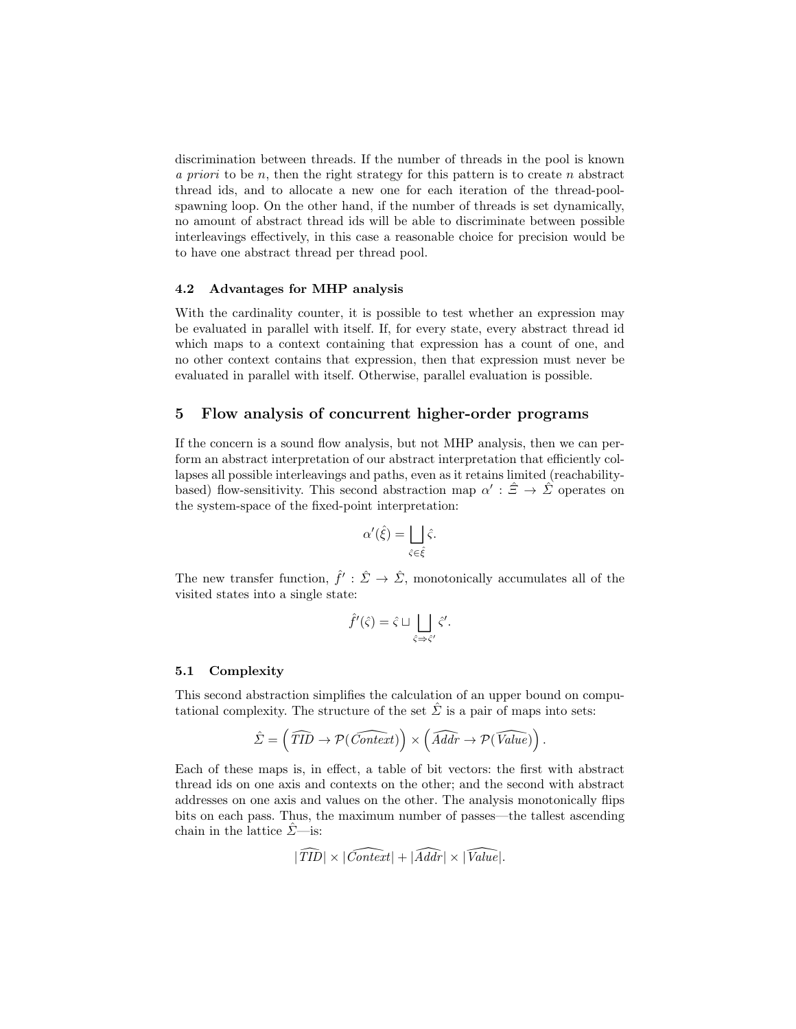discrimination between threads. If the number of threads in the pool is known *a priori* to be $n$, then the right strategy for this pattern is to create $n$ abstract thread ids, and to allocate a new one for each iteration of the thread-pool-spawning loop. On the other hand, if the number of threads is set dynamically, no amount of abstract thread ids will be able to discriminate between possible interleavings effectively, in this case a reasonable choice for precision would be to have one abstract thread per thread pool.

### 4.2 Advantages for MHP analysis

With the cardinality counter, it is possible to test whether an expression may be evaluated in parallel with itself. If, for every state, every abstract thread id which maps to a context containing that expression has a count of one, and no other context contains that expression, then that expression must never be evaluated in parallel with itself. Otherwise, parallel evaluation is possible.

## 5 Flow analysis of concurrent higher-order programs

If the concern is a sound flow analysis, but not MHP analysis, then we can perform an abstract interpretation of our abstract interpretation that efficiently collapses all possible interleavings and paths, even as it retains limited (reachability-based) flow-sensitivity. This second abstraction map $\alpha' : \hat{\Xi} \to \hat{\Sigma}$ operates on the system-space of the fixed-point interpretation:

$$\alpha'(\hat{\xi}) = \bigsqcup_{\hat{\varsigma} \in \hat{\xi}} \hat{\varsigma}.$$

The new transfer function, $\hat{f}' : \hat{\Sigma} \to \hat{\Sigma}$, monotonically accumulates all of the visited states into a single state:

$$\hat{f}'(\hat{\varsigma}) = \hat{\varsigma} \sqcup \bigsqcup_{\hat{\varsigma} \Rightarrow \hat{\varsigma}'} \hat{\varsigma}'.$$

### 5.1 Complexity

This second abstraction simplifies the calculation of an upper bound on computational complexity. The structure of the set $\hat{\Sigma}$ is a pair of maps into sets:

$$\hat{\Sigma} = \left(\widehat{TID} \to \mathcal{P}(\widehat{Context})\right) \times \left(\widehat{Addr} \to \mathcal{P}(\widehat{Value})\right).$$

Each of these maps is, in effect, a table of bit vectors: the first with abstract thread ids on one axis and contexts on the other; and the second with abstract addresses on one axis and values on the other. The analysis monotonically flips bits on each pass. Thus, the maximum number of passes—the tallest ascending chain in the lattice $\hat{\Sigma}$—is:

$$|\widehat{TID}| \times |\widehat{Context}| + |\widehat{Addr}| \times |\widehat{Value}|.$$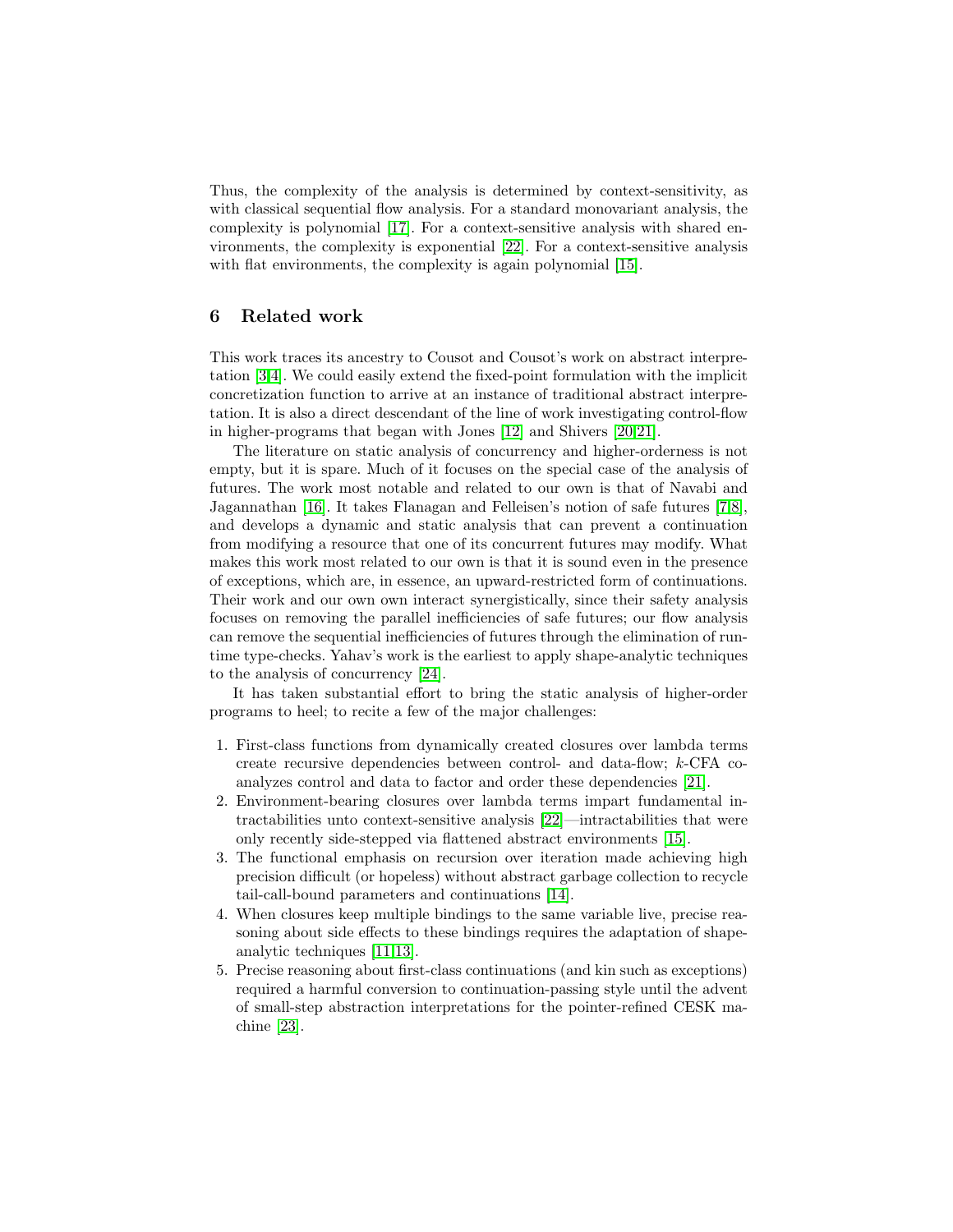Thus, the complexity of the analysis is determined by context-sensitivity, as with classical sequential flow analysis. For a standard monovariant analysis, the complexity is polynomial [17]. For a context-sensitive analysis with shared environments, the complexity is exponential [22]. For a context-sensitive analysis with flat environments, the complexity is again polynomial [15].

## 6 Related work

This work traces its ancestry to Cousot and Cousot's work on abstract interpretation [3,4]. We could easily extend the fixed-point formulation with the implicit concretization function to arrive at an instance of traditional abstract interpretation. It is also a direct descendant of the line of work investigating control-flow in higher-programs that began with Jones [12] and Shivers [20,21].

The literature on static analysis of concurrency and higher-orderness is not empty, but it is spare. Much of it focuses on the special case of the analysis of futures. The work most notable and related to our own is that of Navabi and Jagannathan [16]. It takes Flanagan and Felleisen's notion of safe futures [7,8], and develops a dynamic and static analysis that can prevent a continuation from modifying a resource that one of its concurrent futures may modify. What makes this work most related to our own is that it is sound even in the presence of exceptions, which are, in essence, an upward-restricted form of continuations. Their work and our own own interact synergistically, since their safety analysis focuses on removing the parallel inefficiencies of safe futures; our flow analysis can remove the sequential inefficiencies of futures through the elimination of run-time type-checks. Yahav's work is the earliest to apply shape-analytic techniques to the analysis of concurrency [24].

It has taken substantial effort to bring the static analysis of higher-order programs to heel; to recite a few of the major challenges:

1. First-class functions from dynamically created closures over lambda terms create recursive dependencies between control- and data-flow; $k$-CFA co-analyzes control and data to factor and order these dependencies [21].
2. Environment-bearing closures over lambda terms impart fundamental intractabilities unto context-sensitive analysis [22]—intractabilities that were only recently side-stepped via flattened abstract environments [15].
3. The functional emphasis on recursion over iteration made achieving high precision difficult (or hopeless) without abstract garbage collection to recycle tail-call-bound parameters and continuations [14].
4. When closures keep multiple bindings to the same variable live, precise reasoning about side effects to these bindings requires the adaptation of shape-analytic techniques [11,13].
5. Precise reasoning about first-class continuations (and kin such as exceptions) required a harmful conversion to continuation-passing style until the advent of small-step abstraction interpretations for the pointer-refined CESK machine [23].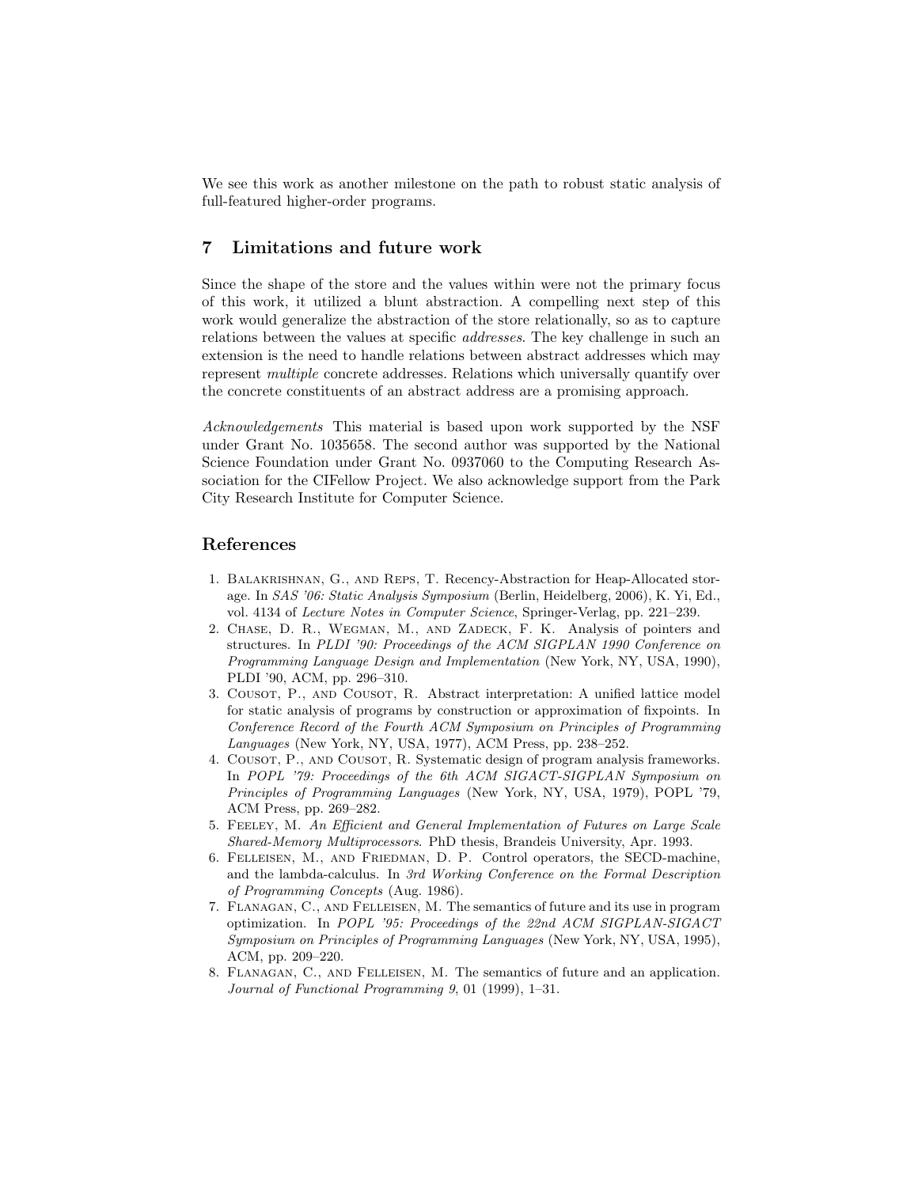We see this work as another milestone on the path to robust static analysis of full-featured higher-order programs.

## 7 Limitations and future work

Since the shape of the store and the values within were not the primary focus of this work, it utilized a blunt abstraction. A compelling next step of this work would generalize the abstraction of the store relationally, so as to capture relations between the values at specific *addresses*. The key challenge in such an extension is the need to handle relations between abstract addresses which may represent *multiple* concrete addresses. Relations which universally quantify over the concrete constituents of an abstract address are a promising approach.

*Acknowledgements* This material is based upon work supported by the NSF under Grant No. 1035658. The second author was supported by the National Science Foundation under Grant No. 0937060 to the Computing Research Association for the CIFellow Project. We also acknowledge support from the Park City Research Institute for Computer Science.

## References

1. Balakrishnan, G., and Reps, T. Recency-Abstraction for Heap-Allocated storage. In *SAS '06: Static Analysis Symposium* (Berlin, Heidelberg, 2006), K. Yi, Ed., vol. 4134 of *Lecture Notes in Computer Science*, Springer-Verlag, pp. 221–239.
2. Chase, D. R., Wegman, M., and Zadeck, F. K. Analysis of pointers and structures. In *PLDI '90: Proceedings of the ACM SIGPLAN 1990 Conference on Programming Language Design and Implementation* (New York, NY, USA, 1990), PLDI '90, ACM, pp. 296–310.
3. Cousot, P., and Cousot, R. Abstract interpretation: A unified lattice model for static analysis of programs by construction or approximation of fixpoints. In *Conference Record of the Fourth ACM Symposium on Principles of Programming Languages* (New York, NY, USA, 1977), ACM Press, pp. 238–252.
4. Cousot, P., and Cousot, R. Systematic design of program analysis frameworks. In *POPL '79: Proceedings of the 6th ACM SIGACT-SIGPLAN Symposium on Principles of Programming Languages* (New York, NY, USA, 1979), POPL '79, ACM Press, pp. 269–282.
5. Feeley, M. *An Efficient and General Implementation of Futures on Large Scale Shared-Memory Multiprocessors*. PhD thesis, Brandeis University, Apr. 1993.
6. Felleisen, M., and Friedman, D. P. Control operators, the SECD-machine, and the lambda-calculus. In *3rd Working Conference on the Formal Description of Programming Concepts* (Aug. 1986).
7. Flanagan, C., and Felleisen, M. The semantics of future and its use in program optimization. In *POPL '95: Proceedings of the 22nd ACM SIGPLAN-SIGACT Symposium on Principles of Programming Languages* (New York, NY, USA, 1995), ACM, pp. 209–220.
8. Flanagan, C., and Felleisen, M. The semantics of future and an application. *Journal of Functional Programming 9*, 01 (1999), 1–31.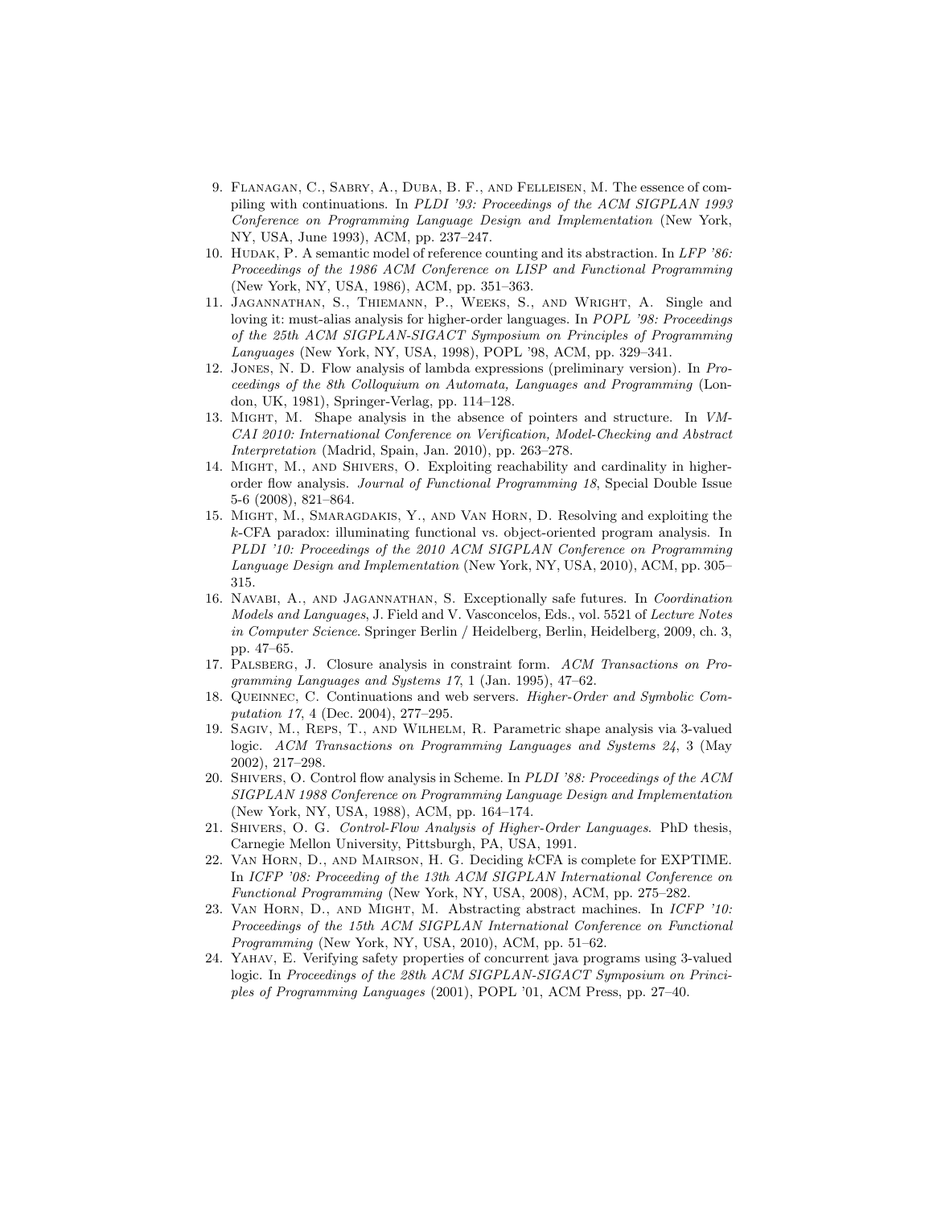9. Flanagan, C., Sabry, A., Duba, B. F., and Felleisen, M. The essence of compiling with continuations. In *PLDI '93: Proceedings of the ACM SIGPLAN 1993 Conference on Programming Language Design and Implementation* (New York, NY, USA, June 1993), ACM, pp. 237–247.
10. Hudak, P. A semantic model of reference counting and its abstraction. In *LFP '86: Proceedings of the 1986 ACM Conference on LISP and Functional Programming* (New York, NY, USA, 1986), ACM, pp. 351–363.
11. Jagannathan, S., Thiemann, P., Weeks, S., and Wright, A. Single and loving it: must-alias analysis for higher-order languages. In *POPL '98: Proceedings of the 25th ACM SIGPLAN-SIGACT Symposium on Principles of Programming Languages* (New York, NY, USA, 1998), POPL '98, ACM, pp. 329–341.
12. Jones, N. D. Flow analysis of lambda expressions (preliminary version). In *Proceedings of the 8th Colloquium on Automata, Languages and Programming* (London, UK, 1981), Springer-Verlag, pp. 114–128.
13. Might, M. Shape analysis in the absence of pointers and structure. In *VMCAI 2010: International Conference on Verification, Model-Checking and Abstract Interpretation* (Madrid, Spain, Jan. 2010), pp. 263–278.
14. Might, M., and Shivers, O. Exploiting reachability and cardinality in higher-order flow analysis. *Journal of Functional Programming 18*, Special Double Issue 5-6 (2008), 821–864.
15. Might, M., Smaragdakis, Y., and Van Horn, D. Resolving and exploiting the $k$-CFA paradox: illuminating functional vs. object-oriented program analysis. In *PLDI '10: Proceedings of the 2010 ACM SIGPLAN Conference on Programming Language Design and Implementation* (New York, NY, USA, 2010), ACM, pp. 305–315.
16. Navabi, A., and Jagannathan, S. Exceptionally safe futures. In *Coordination Models and Languages*, J. Field and V. Vasconcelos, Eds., vol. 5521 of *Lecture Notes in Computer Science*. Springer Berlin / Heidelberg, Berlin, Heidelberg, 2009, ch. 3, pp. 47–65.
17. Palsberg, J. Closure analysis in constraint form. *ACM Transactions on Programming Languages and Systems 17*, 1 (Jan. 1995), 47–62.
18. Queinnec, C. Continuations and web servers. *Higher-Order and Symbolic Computation 17*, 4 (Dec. 2004), 277–295.
19. Sagiv, M., Reps, T., and Wilhelm, R. Parametric shape analysis via 3-valued logic. *ACM Transactions on Programming Languages and Systems 24*, 3 (May 2002), 217–298.
20. Shivers, O. Control flow analysis in Scheme. In *PLDI '88: Proceedings of the ACM SIGPLAN 1988 Conference on Programming Language Design and Implementation* (New York, NY, USA, 1988), ACM, pp. 164–174.
21. Shivers, O. G. *Control-Flow Analysis of Higher-Order Languages*. PhD thesis, Carnegie Mellon University, Pittsburgh, PA, USA, 1991.
22. Van Horn, D., and Mairson, H. G. Deciding $k$CFA is complete for EXPTIME. In *ICFP '08: Proceeding of the 13th ACM SIGPLAN International Conference on Functional Programming* (New York, NY, USA, 2008), ACM, pp. 275–282.
23. Van Horn, D., and Might, M. Abstracting abstract machines. In *ICFP '10: Proceedings of the 15th ACM SIGPLAN International Conference on Functional Programming* (New York, NY, USA, 2010), ACM, pp. 51–62.
24. Yahav, E. Verifying safety properties of concurrent java programs using 3-valued logic. In *Proceedings of the 28th ACM SIGPLAN-SIGACT Symposium on Principles of Programming Languages* (2001), POPL '01, ACM Press, pp. 27–40.